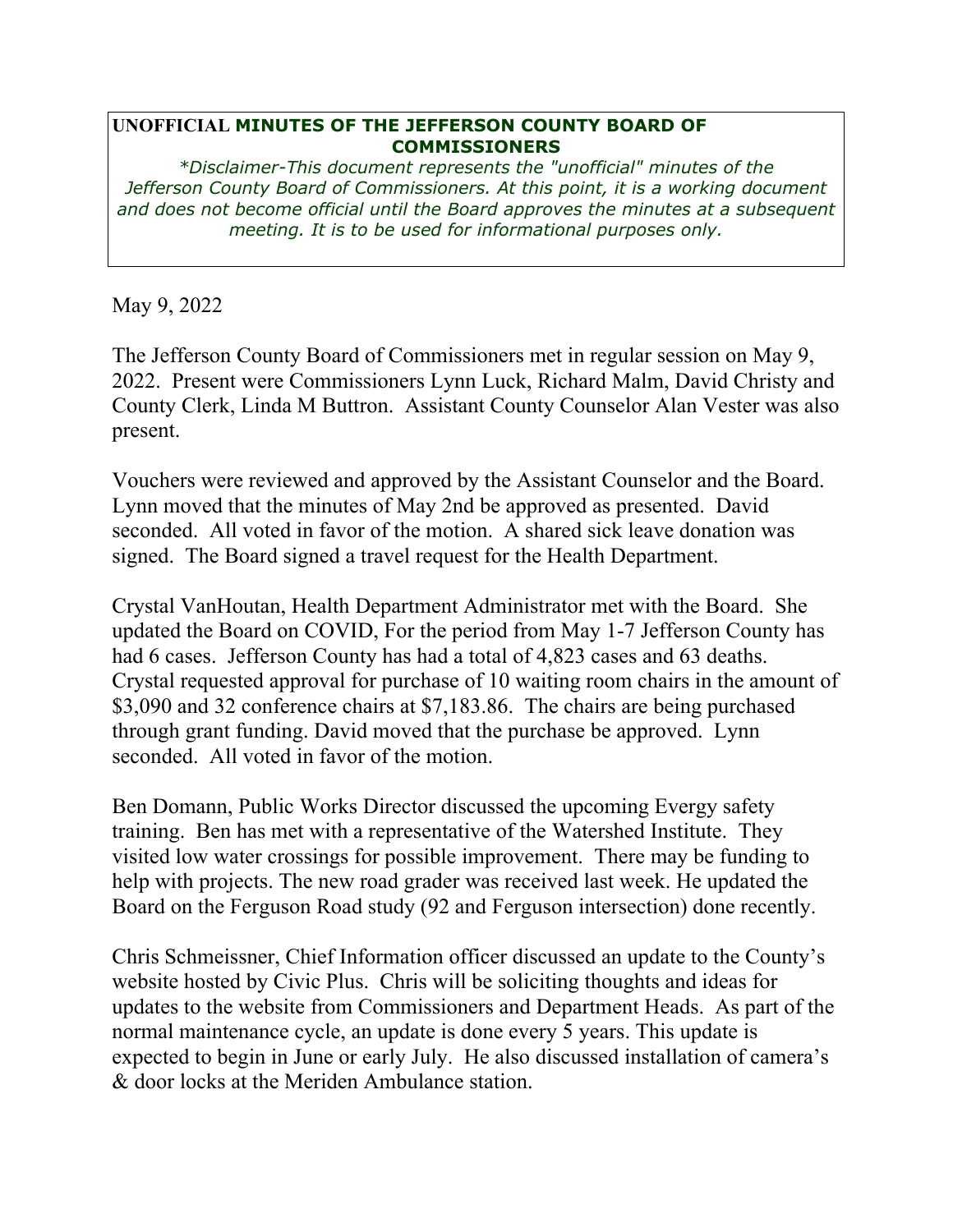**UNOFFICIAL MINUTES OF THE JEFFERSON COUNTY BOARD OF COMMISSIONERS**

*\*Disclaimer-This document represents the "unofficial" minutes of the Jefferson County Board of Commissioners. At this point, it is a working document and does not become official until the Board approves the minutes at a subsequent meeting. It is to be used for informational purposes only.*

May 9, 2022

The Jefferson County Board of Commissioners met in regular session on May 9, 2022. Present were Commissioners Lynn Luck, Richard Malm, David Christy and County Clerk, Linda M Buttron. Assistant County Counselor Alan Vester was also present.

Vouchers were reviewed and approved by the Assistant Counselor and the Board. Lynn moved that the minutes of May 2nd be approved as presented. David seconded. All voted in favor of the motion. A shared sick leave donation was signed. The Board signed a travel request for the Health Department.

Crystal VanHoutan, Health Department Administrator met with the Board. She updated the Board on COVID, For the period from May 1-7 Jefferson County has had 6 cases. Jefferson County has had a total of 4,823 cases and 63 deaths. Crystal requested approval for purchase of 10 waiting room chairs in the amount of $3,090 and 32 conference chairs at $7,183.86. The chairs are being purchased through grant funding. David moved that the purchase be approved. Lynn seconded. All voted in favor of the motion.

Ben Domann, Public Works Director discussed the upcoming Evergy safety training. Ben has met with a representative of the Watershed Institute. They visited low water crossings for possible improvement. There may be funding to help with projects. The new road grader was received last week. He updated the Board on the Ferguson Road study (92 and Ferguson intersection) done recently.

Chris Schmeissner, Chief Information officer discussed an update to the County's website hosted by Civic Plus. Chris will be soliciting thoughts and ideas for updates to the website from Commissioners and Department Heads. As part of the normal maintenance cycle, an update is done every 5 years. This update is expected to begin in June or early July. He also discussed installation of camera's & door locks at the Meriden Ambulance station.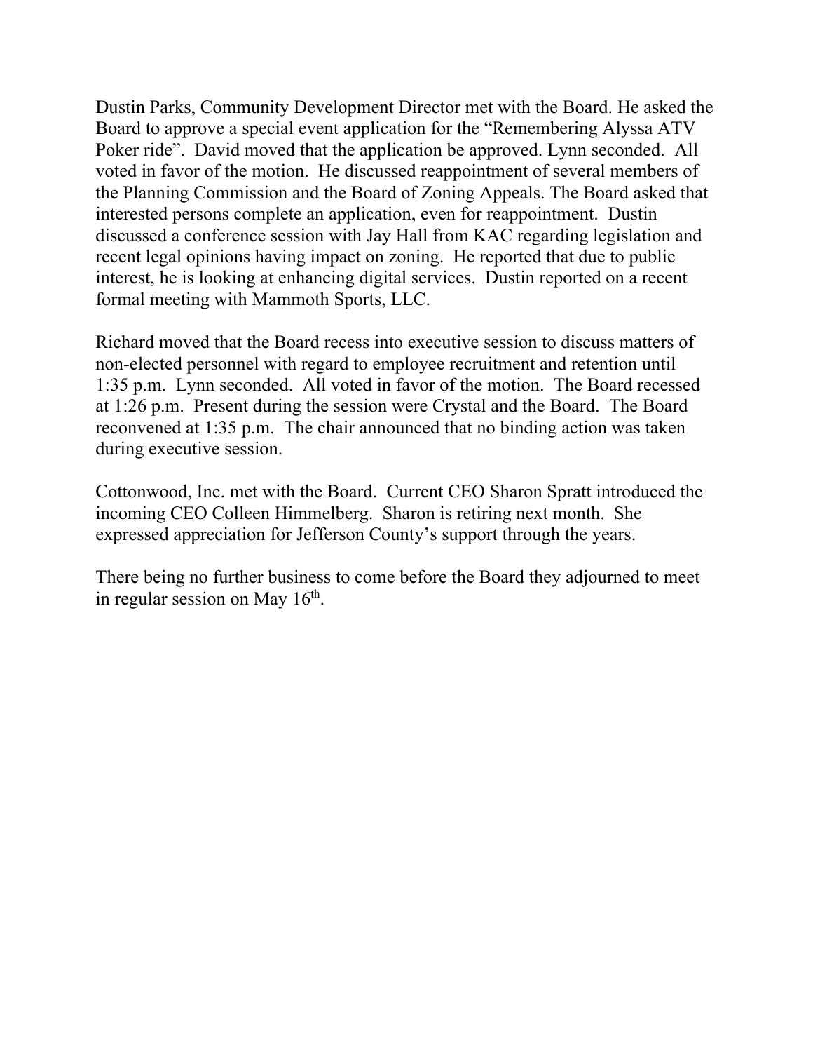Dustin Parks, Community Development Director met with the Board. He asked the Board to approve a special event application for the "Remembering Alyssa ATV Poker ride". David moved that the application be approved. Lynn seconded. All voted in favor of the motion. He discussed reappointment of several members of the Planning Commission and the Board of Zoning Appeals. The Board asked that interested persons complete an application, even for reappointment. Dustin discussed a conference session with Jay Hall from KAC regarding legislation and recent legal opinions having impact on zoning. He reported that due to public interest, he is looking at enhancing digital services. Dustin reported on a recent formal meeting with Mammoth Sports, LLC.

Richard moved that the Board recess into executive session to discuss matters of non-elected personnel with regard to employee recruitment and retention until 1:35 p.m. Lynn seconded. All voted in favor of the motion. The Board recessed at 1:26 p.m. Present during the session were Crystal and the Board. The Board reconvened at 1:35 p.m. The chair announced that no binding action was taken during executive session.

Cottonwood, Inc. met with the Board. Current CEO Sharon Spratt introduced the incoming CEO Colleen Himmelberg. Sharon is retiring next month. She expressed appreciation for Jefferson County's support through the years.

There being no further business to come before the Board they adjourned to meet in regular session on May 16th.